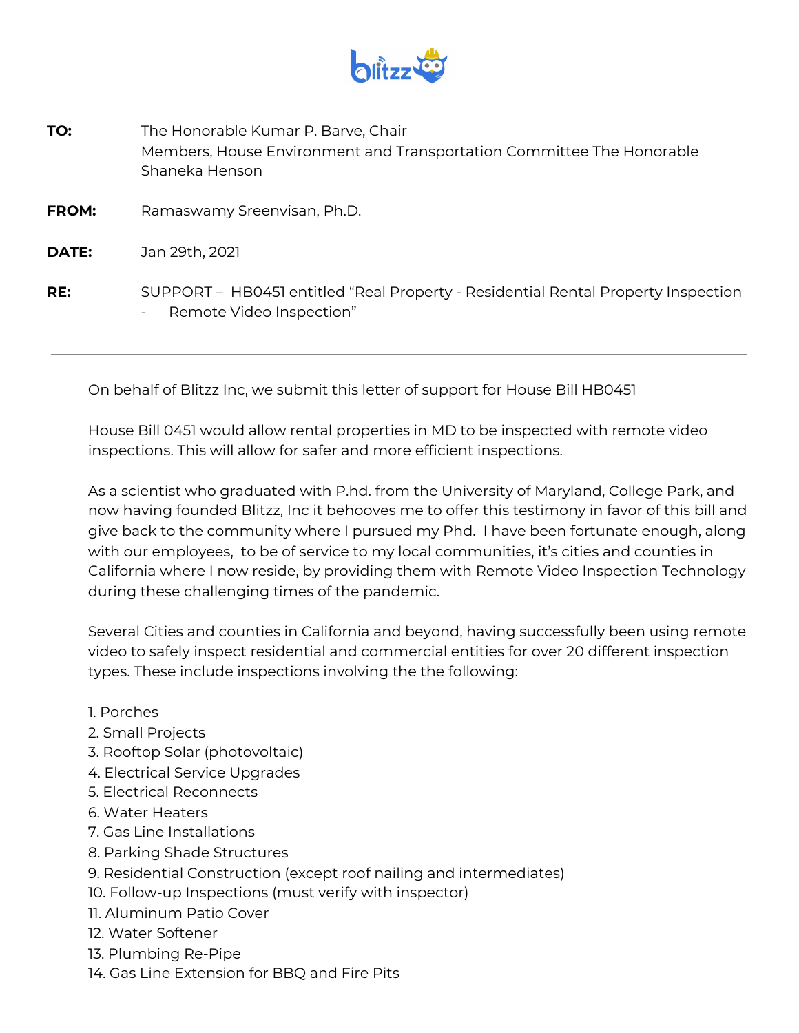**TO:** The Honorable Kumar P. Barve, Chair
Members, House Environment and Transportation Committee The Honorable Shaneka Henson

**FROM:** Ramaswamy Sreenvisan, Ph.D.

**DATE:** Jan 29th, 2021

**RE:** SUPPORT – HB0451 entitled "Real Property - Residential Rental Property Inspection - Remote Video Inspection"

---

On behalf of Blitzz Inc, we submit this letter of support for House Bill HB0451

House Bill 0451 would allow rental properties in MD to be inspected with remote video inspections. This will allow for safer and more efficient inspections.

As a scientist who graduated with P.hd. from the University of Maryland, College Park, and now having founded Blitzz, Inc it behooves me to offer this testimony in favor of this bill and give back to the community where I pursued my Phd. I have been fortunate enough, along with our employees, to be of service to my local communities, it's cities and counties in California where I now reside, by providing them with Remote Video Inspection Technology during these challenging times of the pandemic.

Several Cities and counties in California and beyond, having successfully been using remote video to safely inspect residential and commercial entities for over 20 different inspection types. These include inspections involving the the following:

1. Porches
2. Small Projects
3. Rooftop Solar (photovoltaic)
4. Electrical Service Upgrades
5. Electrical Reconnects
6. Water Heaters
7. Gas Line Installations
8. Parking Shade Structures
9. Residential Construction (except roof nailing and intermediates)
10. Follow-up Inspections (must verify with inspector)
11. Aluminum Patio Cover
12. Water Softener
13. Plumbing Re-Pipe
14. Gas Line Extension for BBQ and Fire Pits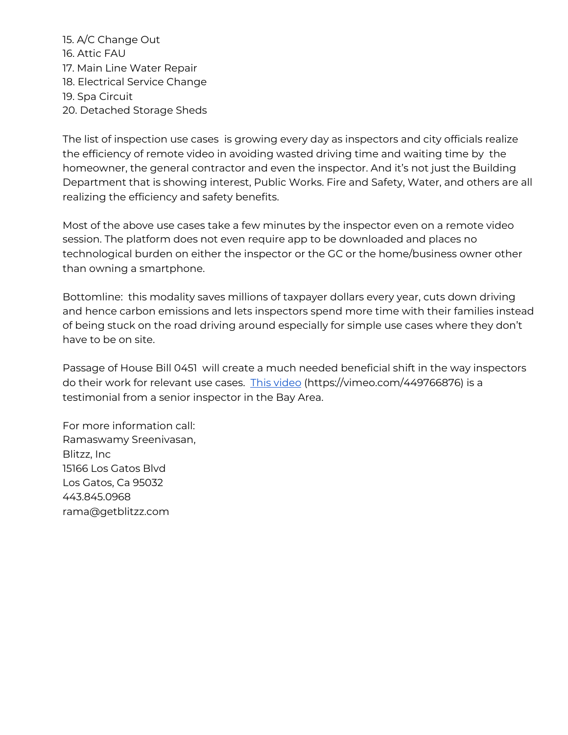15. A/C Change Out
16. Attic FAU
17. Main Line Water Repair
18. Electrical Service Change
19. Spa Circuit
20. Detached Storage Sheds

The list of inspection use cases  is growing every day as inspectors and city officials realize the efficiency of remote video in avoiding wasted driving time and waiting time by  the homeowner, the general contractor and even the inspector. And it's not just the Building Department that is showing interest, Public Works. Fire and Safety, Water, and others are all realizing the efficiency and safety benefits.

Most of the above use cases take a few minutes by the inspector even on a remote video session. The platform does not even require app to be downloaded and places no technological burden on either the inspector or the GC or the home/business owner other than owning a smartphone.

Bottomline:  this modality saves millions of taxpayer dollars every year, cuts down driving and hence carbon emissions and lets inspectors spend more time with their families instead of being stuck on the road driving around especially for simple use cases where they don't have to be on site.

Passage of House Bill 0451  will create a much needed beneficial shift in the way inspectors do their work for relevant use cases.  [This video](https://vimeo.com/449766876) (https://vimeo.com/449766876) is a testimonial from a senior inspector in the Bay Area.

For more information call:
Ramaswamy Sreenivasan,
Blitzz, Inc
15166 Los Gatos Blvd
Los Gatos, Ca 95032
443.845.0968
rama@getblitzz.com